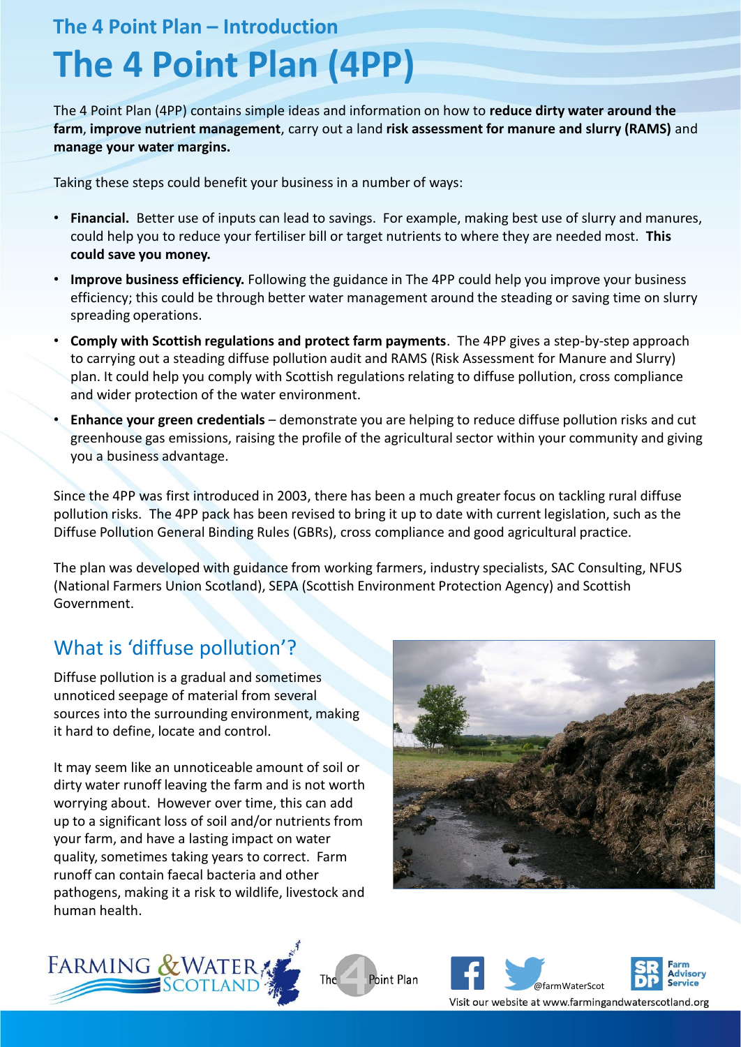## The 4 Point Plan – Introduction

# The 4 Point Plan (4PP)

The 4 Point Plan (4PP) contains simple ideas and information on how to **reduce dirty water around the farm**, **improve nutrient management**, carry out a land **risk assessment for manure and slurry (RAMS)** and **manage your water margins.**

Taking these steps could benefit your business in a number of ways:

- **Financial.** Better use of inputs can lead to savings. For example, making best use of slurry and manures, could help you to reduce your fertiliser bill or target nutrients to where they are needed most. **This could save you money.**
- **Improve business efficiency.** Following the guidance in The 4PP could help you improve your business efficiency; this could be through better water management around the steading or saving time on slurry spreading operations.
- **Comply with Scottish regulations and protect farm payments**. The 4PP gives a step-by-step approach to carrying out a steading diffuse pollution audit and RAMS (Risk Assessment for Manure and Slurry) plan. It could help you comply with Scottish regulations relating to diffuse pollution, cross compliance and wider protection of the water environment.
- **Enhance your green credentials** – demonstrate you are helping to reduce diffuse pollution risks and cut greenhouse gas emissions, raising the profile of the agricultural sector within your community and giving you a business advantage.

Since the 4PP was first introduced in 2003, there has been a much greater focus on tackling rural diffuse pollution risks. The 4PP pack has been revised to bring it up to date with current legislation, such as the Diffuse Pollution General Binding Rules (GBRs), cross compliance and good agricultural practice.

The plan was developed with guidance from working farmers, industry specialists, SAC Consulting, NFUS (National Farmers Union Scotland), SEPA (Scottish Environment Protection Agency) and Scottish Government.

## What is 'diffuse pollution'?

Diffuse pollution is a gradual and sometimes unnoticed seepage of material from several sources into the surrounding environment, making it hard to define, locate and control.

It may seem like an unnoticeable amount of soil or dirty water runoff leaving the farm and is not worth worrying about. However over time, this can add up to a significant loss of soil and/or nutrients from your farm, and have a lasting impact on water quality, sometimes taking years to correct. Farm runoff can contain faecal bacteria and other pathogens, making it a risk to wildlife, livestock and human health.

FARMING & WATER SCOTLAND | The 4 Point Plan | @farmWaterScot | SRDP Farm Advisory Service

Visit our website at www.farmingandwaterscotland.org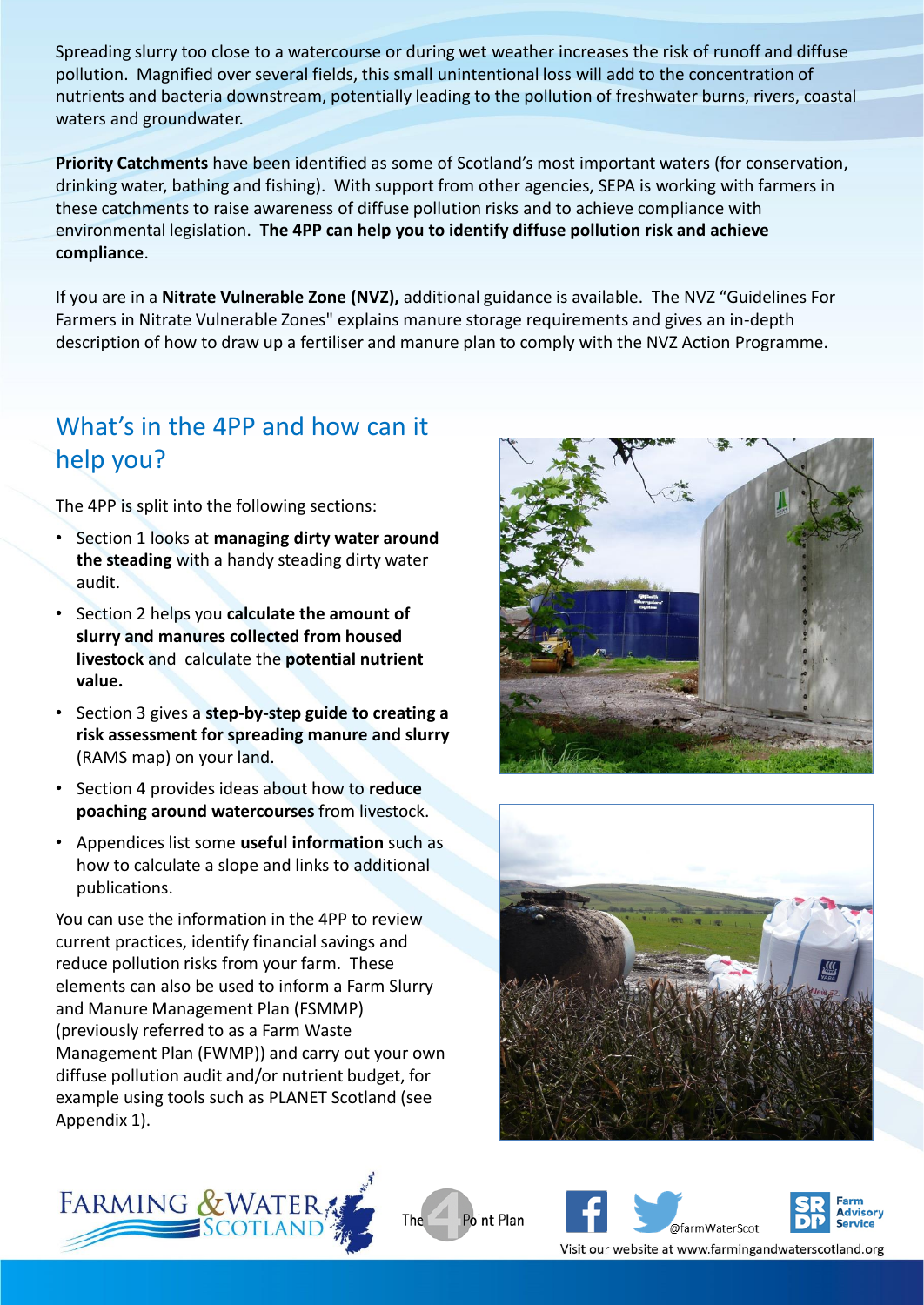Spreading slurry too close to a watercourse or during wet weather increases the risk of runoff and diffuse pollution. Magnified over several fields, this small unintentional loss will add to the concentration of nutrients and bacteria downstream, potentially leading to the pollution of freshwater burns, rivers, coastal waters and groundwater.

**Priority Catchments** have been identified as some of Scotland's most important waters (for conservation, drinking water, bathing and fishing). With support from other agencies, SEPA is working with farmers in these catchments to raise awareness of diffuse pollution risks and to achieve compliance with environmental legislation. **The 4PP can help you to identify diffuse pollution risk and achieve compliance**.

If you are in a **Nitrate Vulnerable Zone (NVZ),** additional guidance is available. The NVZ "Guidelines For Farmers in Nitrate Vulnerable Zones" explains manure storage requirements and gives an in-depth description of how to draw up a fertiliser and manure plan to comply with the NVZ Action Programme.

## What's in the 4PP and how can it help you?

The 4PP is split into the following sections:

- Section 1 looks at **managing dirty water around the steading** with a handy steading dirty water audit.
- Section 2 helps you **calculate the amount of slurry and manures collected from housed livestock** and calculate the **potential nutrient value.**
- Section 3 gives a **step-by-step guide to creating a risk assessment for spreading manure and slurry** (RAMS map) on your land.
- Section 4 provides ideas about how to **reduce poaching around watercourses** from livestock.
- Appendices list some **useful information** such as how to calculate a slope and links to additional publications.

You can use the information in the 4PP to review current practices, identify financial savings and reduce pollution risks from your farm. These elements can also be used to inform a Farm Slurry and Manure Management Plan (FSMMP) (previously referred to as a Farm Waste Management Plan (FWMP)) and carry out your own diffuse pollution audit and/or nutrient budget, for example using tools such as PLANET Scotland (see Appendix 1).

Visit our website at www.farmingandwaterscotland.org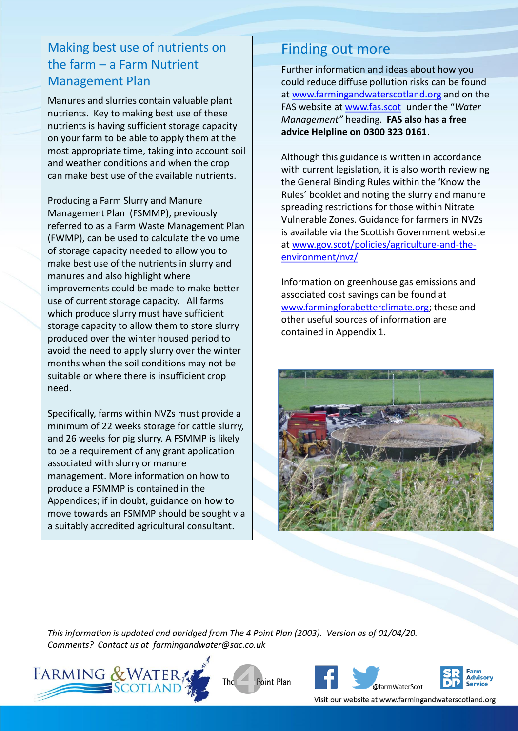## Making best use of nutrients on the farm – a Farm Nutrient Management Plan

Manures and slurries contain valuable plant nutrients. Key to making best use of these nutrients is having sufficient storage capacity on your farm to be able to apply them at the most appropriate time, taking into account soil and weather conditions and when the crop can make best use of the available nutrients.

Producing a Farm Slurry and Manure Management Plan (FSMMP), previously referred to as a Farm Waste Management Plan (FWMP), can be used to calculate the volume of storage capacity needed to allow you to make best use of the nutrients in slurry and manures and also highlight where improvements could be made to make better use of current storage capacity. All farms which produce slurry must have sufficient storage capacity to allow them to store slurry produced over the winter housed period to avoid the need to apply slurry over the winter months when the soil conditions may not be suitable or where there is insufficient crop need.

Specifically, farms within NVZs must provide a minimum of 22 weeks storage for cattle slurry, and 26 weeks for pig slurry. A FSMMP is likely to be a requirement of any grant application associated with slurry or manure management. More information on how to produce a FSMMP is contained in the Appendices; if in doubt, guidance on how to move towards an FSMMP should be sought via a suitably accredited agricultural consultant.

## Finding out more

Further information and ideas about how you could reduce diffuse pollution risks can be found at www.farmingandwaterscotland.org and on the FAS website at www.fas.scot under the "*Water Management*" heading. **FAS also has a free advice Helpline on 0300 323 0161**.

Although this guidance is written in accordance with current legislation, it is also worth reviewing the General Binding Rules within the 'Know the Rules' booklet and noting the slurry and manure spreading restrictions for those within Nitrate Vulnerable Zones. Guidance for farmers in NVZs is available via the Scottish Government website at www.gov.scot/policies/agriculture-and-the-environment/nvz/

Information on greenhouse gas emissions and associated cost savings can be found at www.farmingforabetterclimate.org; these and other useful sources of information are contained in Appendix 1.

*This information is updated and abridged from The 4 Point Plan (2003). Version as of 01/04/20.*
*Comments? Contact us at farmingandwater@sac.co.uk*

FARMING & WATER SCOTLAND | The 4 Point Plan | @farmWaterScot | SRDP Farm Advisory Service

Visit our website at www.farmingandwaterscotland.org